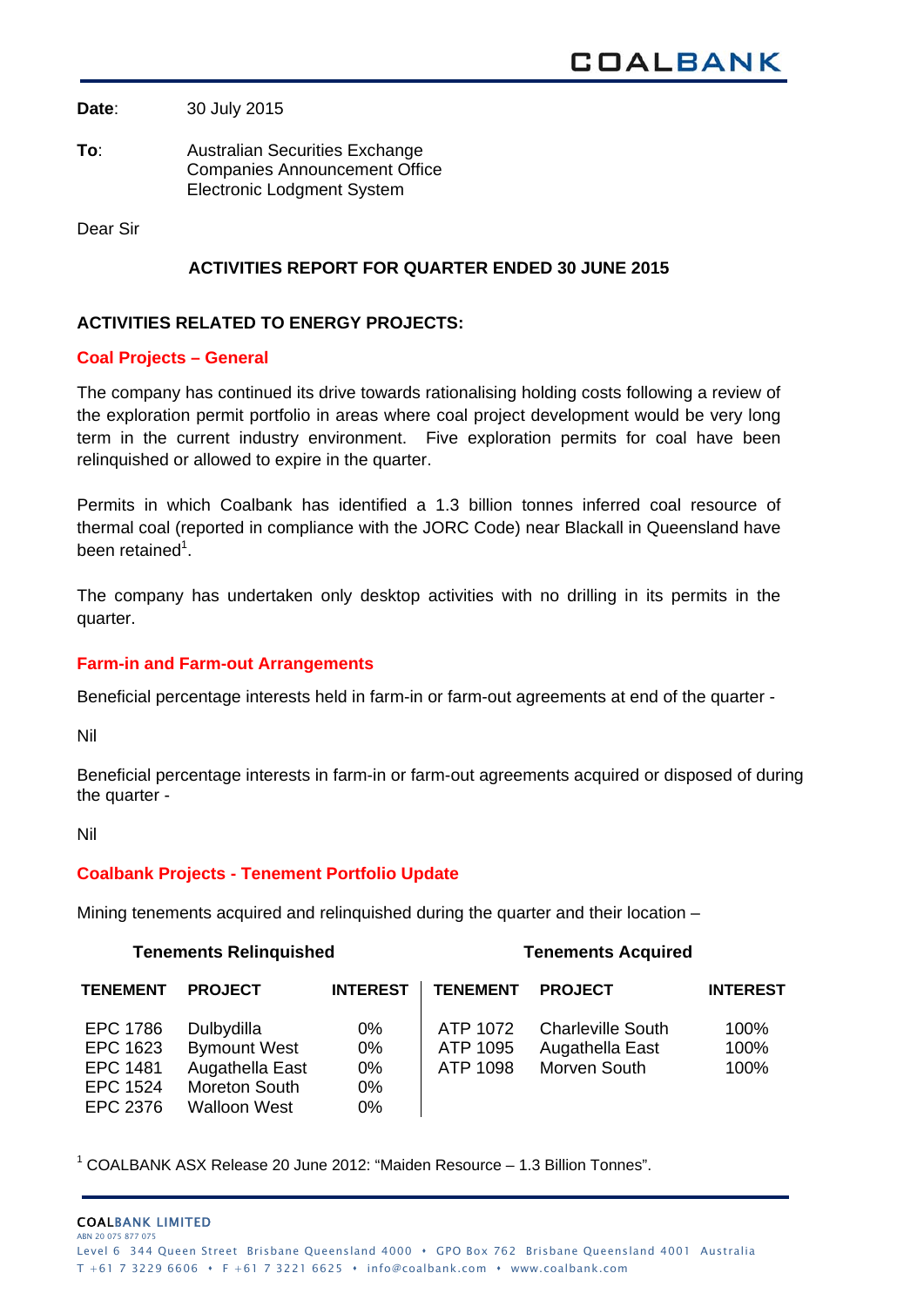**Date**: 30 July 2015

**To**: Australian Securities Exchange
Companies Announcement Office
Electronic Lodgment System

Dear Sir

## ACTIVITIES REPORT FOR QUARTER ENDED 30 JUNE 2015

### ACTIVITIES RELATED TO ENERGY PROJECTS:

#### Coal Projects – General

The company has continued its drive towards rationalising holding costs following a review of the exploration permit portfolio in areas where coal project development would be very long term in the current industry environment. Five exploration permits for coal have been relinquished or allowed to expire in the quarter.

Permits in which Coalbank has identified a 1.3 billion tonnes inferred coal resource of thermal coal (reported in compliance with the JORC Code) near Blackall in Queensland have been retained[1].

The company has undertaken only desktop activities with no drilling in its permits in the quarter.

#### Farm-in and Farm-out Arrangements

Beneficial percentage interests held in farm-in or farm-out agreements at end of the quarter -

Nil

Beneficial percentage interests in farm-in or farm-out agreements acquired or disposed of during the quarter -

Nil

#### Coalbank Projects - Tenement Portfolio Update

Mining tenements acquired and relinquished during the quarter and their location –

| Tenements Relinquished | | | Tenements Acquired | | |
|---|---|---|---|---|---|
| **TENEMENT** | **PROJECT** | **INTEREST** | **TENEMENT** | **PROJECT** | **INTEREST** |
| EPC 1786 | Dulbydilla | 0% | ATP 1072 | Charleville South | 100% |
| EPC 1623 | Bymount West | 0% | ATP 1095 | Augathella East | 100% |
| EPC 1481 | Augathella East | 0% | ATP 1098 | Morven South | 100% |
| EPC 1524 | Moreton South | 0% | | | |
| EPC 2376 | Walloon West | 0% | | | |

[1] COALBANK ASX Release 20 June 2012: "Maiden Resource – 1.3 Billion Tonnes".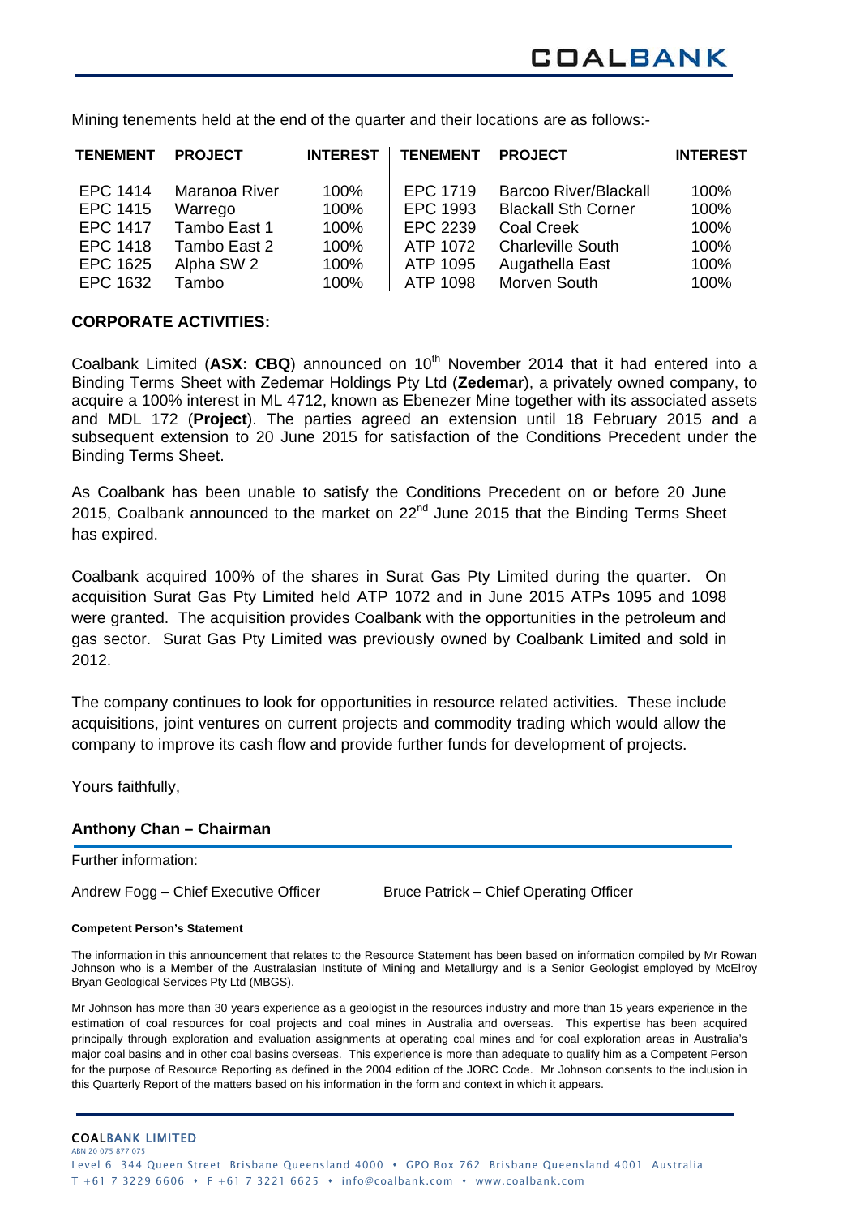Mining tenements held at the end of the quarter and their locations are as follows:-

| TENEMENT | PROJECT | INTEREST | TENEMENT | PROJECT | INTEREST |
|---|---|---|---|---|---|
| EPC 1414 | Maranoa River | 100% | EPC 1719 | Barcoo River/Blackall | 100% |
| EPC 1415 | Warrego | 100% | EPC 1993 | Blackall Sth Corner | 100% |
| EPC 1417 | Tambo East 1 | 100% | EPC 2239 | Coal Creek | 100% |
| EPC 1418 | Tambo East 2 | 100% | ATP 1072 | Charleville South | 100% |
| EPC 1625 | Alpha SW 2 | 100% | ATP 1095 | Augathella East | 100% |
| EPC 1632 | Tambo | 100% | ATP 1098 | Morven South | 100% |

**CORPORATE ACTIVITIES:**

Coalbank Limited (**ASX: CBQ**) announced on 10th November 2014 that it had entered into a Binding Terms Sheet with Zedemar Holdings Pty Ltd (**Zedemar**), a privately owned company, to acquire a 100% interest in ML 4712, known as Ebenezer Mine together with its associated assets and MDL 172 (**Project**). The parties agreed an extension until 18 February 2015 and a subsequent extension to 20 June 2015 for satisfaction of the Conditions Precedent under the Binding Terms Sheet.

As Coalbank has been unable to satisfy the Conditions Precedent on or before 20 June 2015, Coalbank announced to the market on 22nd June 2015 that the Binding Terms Sheet has expired.

Coalbank acquired 100% of the shares in Surat Gas Pty Limited during the quarter. On acquisition Surat Gas Pty Limited held ATP 1072 and in June 2015 ATPs 1095 and 1098 were granted. The acquisition provides Coalbank with the opportunities in the petroleum and gas sector. Surat Gas Pty Limited was previously owned by Coalbank Limited and sold in 2012.

The company continues to look for opportunities in resource related activities. These include acquisitions, joint ventures on current projects and commodity trading which would allow the company to improve its cash flow and provide further funds for development of projects.

Yours faithfully,

**Anthony Chan – Chairman**

Further information:

Andrew Fogg – Chief Executive Officer    Bruce Patrick – Chief Operating Officer

**Competent Person's Statement**

The information in this announcement that relates to the Resource Statement has been based on information compiled by Mr Rowan Johnson who is a Member of the Australasian Institute of Mining and Metallurgy and is a Senior Geologist employed by McElroy Bryan Geological Services Pty Ltd (MBGS).

Mr Johnson has more than 30 years experience as a geologist in the resources industry and more than 15 years experience in the estimation of coal resources for coal projects and coal mines in Australia and overseas. This expertise has been acquired principally through exploration and evaluation assignments at operating coal mines and for coal exploration areas in Australia's major coal basins and in other coal basins overseas. This experience is more than adequate to qualify him as a Competent Person for the purpose of Resource Reporting as defined in the 2004 edition of the JORC Code. Mr Johnson consents to the inclusion in this Quarterly Report of the matters based on his information in the form and context in which it appears.